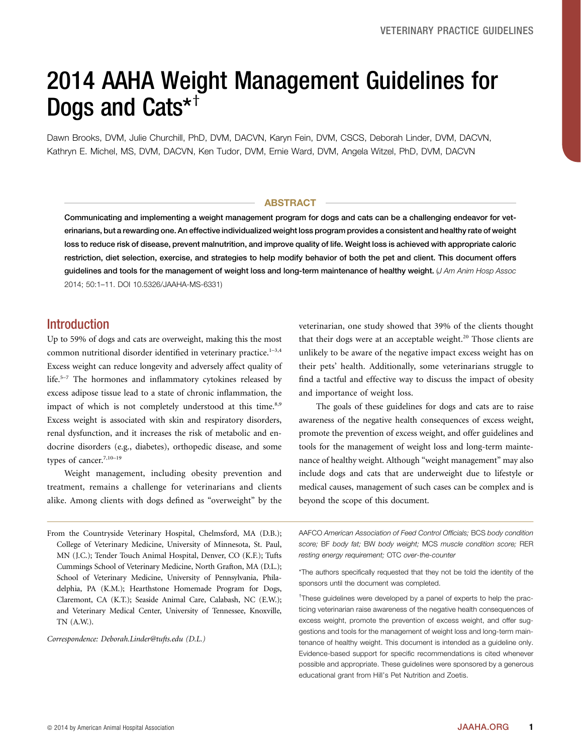# 2014 AAHA Weight Management Guidelines for Dogs and Cats*†

Dawn Brooks, DVM, Julie Churchill, PhD, DVM, DACVN, Karyn Fein, DVM, CSCS, Deborah Linder, DVM, DACVN, Kathryn E. Michel, MS, DVM, DACVN, Ken Tudor, DVM, Ernie Ward, DVM, Angela Witzel, PhD, DVM, DACVN

## ABSTRACT

**Communicating and implementing a weight management program for dogs and cats can be a challenging endeavor for veterinarians, but a rewarding one. An effective individualized weight loss program provides a consistent and healthy rate of weight loss to reduce risk of disease, prevent malnutrition, and improve quality of life. Weight loss is achieved with appropriate caloric restriction, diet selection, exercise, and strategies to help modify behavior of both the pet and client. This document offers guidelines and tools for the management of weight loss and long-term maintenance of healthy weight.** (*J Am Anim Hosp Assoc* 2014; 50:1–11. DOI 10.5326/JAAHA-MS-6331)

## Introduction

Up to 59% of dogs and cats are overweight, making this the most common nutritional disorder identified in veterinary practice.[1–3,4] Excess weight can reduce longevity and adversely affect quality of life.[5–7] The hormones and inflammatory cytokines released by excess adipose tissue lead to a state of chronic inflammation, the impact of which is not completely understood at this time.[8,9] Excess weight is associated with skin and respiratory disorders, renal dysfunction, and it increases the risk of metabolic and endocrine disorders (e.g., diabetes), orthopedic disease, and some types of cancer.[7,10–19]

Weight management, including obesity prevention and treatment, remains a challenge for veterinarians and clients alike. Among clients with dogs defined as "overweight" by the veterinarian, one study showed that 39% of the clients thought that their dogs were at an acceptable weight.[20] Those clients are unlikely to be aware of the negative impact excess weight has on their pets' health. Additionally, some veterinarians struggle to find a tactful and effective way to discuss the impact of obesity and importance of weight loss.

The goals of these guidelines for dogs and cats are to raise awareness of the negative health consequences of excess weight, promote the prevention of excess weight, and offer guidelines and tools for the management of weight loss and long-term maintenance of healthy weight. Although "weight management" may also include dogs and cats that are underweight due to lifestyle or medical causes, management of such cases can be complex and is beyond the scope of this document.

---

From the Countryside Veterinary Hospital, Chelmsford, MA (D.B.); College of Veterinary Medicine, University of Minnesota, St. Paul, MN (J.C.); Tender Touch Animal Hospital, Denver, CO (K.F.); Tufts Cummings School of Veterinary Medicine, North Grafton, MA (D.L.); School of Veterinary Medicine, University of Pennsylvania, Philadelphia, PA (K.M.); Hearthstone Homemade Program for Dogs, Claremont, CA (K.T.); Seaside Animal Care, Calabash, NC (E.W.); and Veterinary Medical Center, University of Tennessee, Knoxville, TN (A.W.).

*Correspondence: Deborah.Linder@tufts.edu (D.L.)*

AAFCO *American Association of Feed Control Officials;* BCS *body condition score;* BF *body fat;* BW *body weight;* MCS *muscle condition score;* RER *resting energy requirement;* OTC *over-the-counter*

*The authors specifically requested that they not be told the identity of the sponsors until the document was completed.

†These guidelines were developed by a panel of experts to help the practicing veterinarian raise awareness of the negative health consequences of excess weight, promote the prevention of excess weight, and offer suggestions and tools for the management of weight loss and long-term maintenance of healthy weight. This document is intended as a guideline only. Evidence-based support for specific recommendations is cited whenever possible and appropriate. These guidelines were sponsored by a generous educational grant from Hill's Pet Nutrition and Zoetis.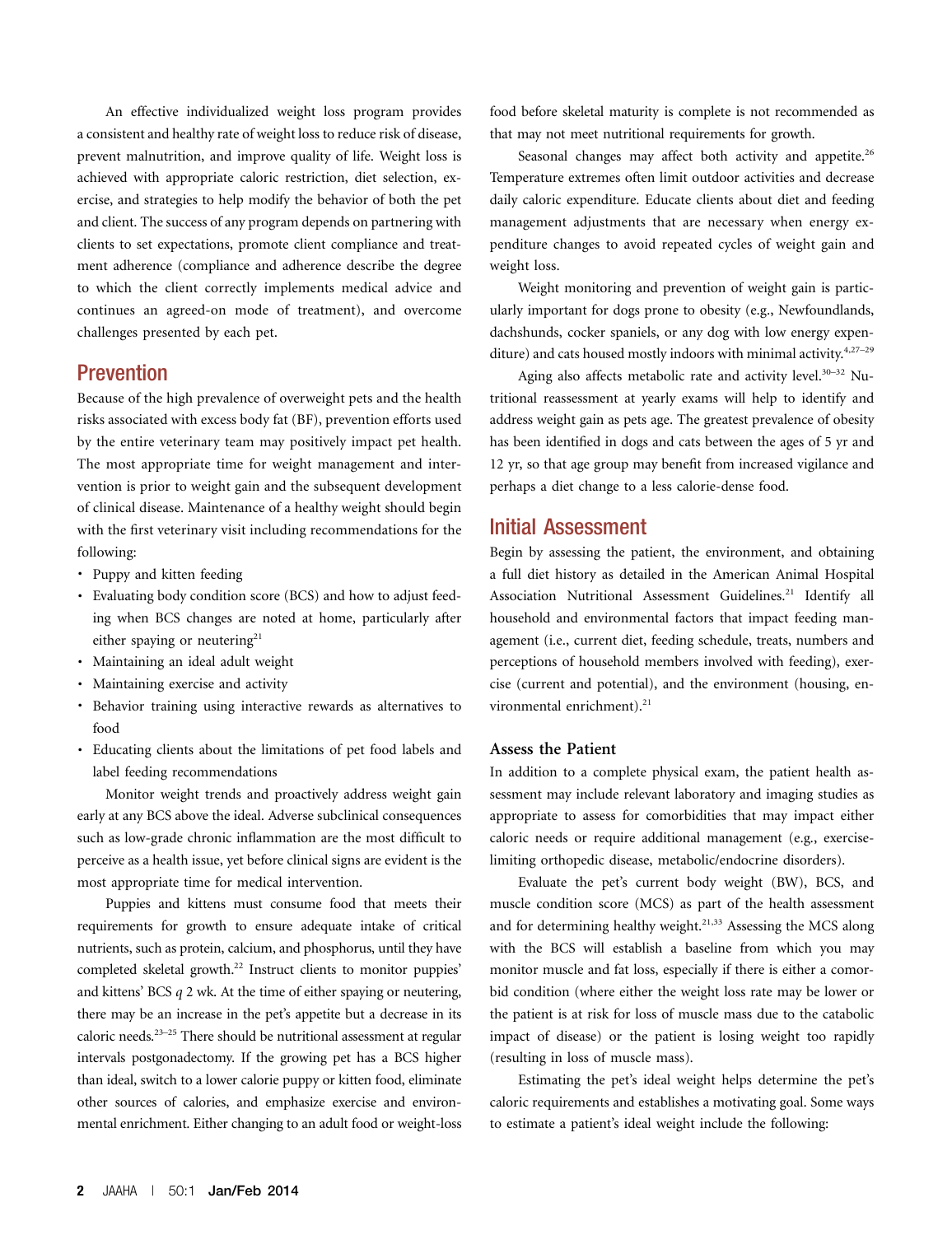An effective individualized weight loss program provides a consistent and healthy rate of weight loss to reduce risk of disease, prevent malnutrition, and improve quality of life. Weight loss is achieved with appropriate caloric restriction, diet selection, exercise, and strategies to help modify the behavior of both the pet and client. The success of any program depends on partnering with clients to set expectations, promote client compliance and treatment adherence (compliance and adherence describe the degree to which the client correctly implements medical advice and continues an agreed-on mode of treatment), and overcome challenges presented by each pet.

## Prevention

Because of the high prevalence of overweight pets and the health risks associated with excess body fat (BF), prevention efforts used by the entire veterinary team may positively impact pet health. The most appropriate time for weight management and intervention is prior to weight gain and the subsequent development of clinical disease. Maintenance of a healthy weight should begin with the first veterinary visit including recommendations for the following:

- Puppy and kitten feeding
- Evaluating body condition score (BCS) and how to adjust feeding when BCS changes are noted at home, particularly after either spaying or neutering[21]
- Maintaining an ideal adult weight
- Maintaining exercise and activity
- Behavior training using interactive rewards as alternatives to food
- Educating clients about the limitations of pet food labels and label feeding recommendations

Monitor weight trends and proactively address weight gain early at any BCS above the ideal. Adverse subclinical consequences such as low-grade chronic inflammation are the most difficult to perceive as a health issue, yet before clinical signs are evident is the most appropriate time for medical intervention.

Puppies and kittens must consume food that meets their requirements for growth to ensure adequate intake of critical nutrients, such as protein, calcium, and phosphorus, until they have completed skeletal growth.[22] Instruct clients to monitor puppies' and kittens' BCS *q* 2 wk. At the time of either spaying or neutering, there may be an increase in the pet's appetite but a decrease in its caloric needs.[23–25] There should be nutritional assessment at regular intervals postgonadectomy. If the growing pet has a BCS higher than ideal, switch to a lower calorie puppy or kitten food, eliminate other sources of calories, and emphasize exercise and environmental enrichment. Either changing to an adult food or weight-loss food before skeletal maturity is complete is not recommended as that may not meet nutritional requirements for growth.

Seasonal changes may affect both activity and appetite.[26] Temperature extremes often limit outdoor activities and decrease daily caloric expenditure. Educate clients about diet and feeding management adjustments that are necessary when energy expenditure changes to avoid repeated cycles of weight gain and weight loss.

Weight monitoring and prevention of weight gain is particularly important for dogs prone to obesity (e.g., Newfoundlands, dachshunds, cocker spaniels, or any dog with low energy expenditure) and cats housed mostly indoors with minimal activity.[4,27–29]

Aging also affects metabolic rate and activity level.[30–32] Nutritional reassessment at yearly exams will help to identify and address weight gain as pets age. The greatest prevalence of obesity has been identified in dogs and cats between the ages of 5 yr and 12 yr, so that age group may benefit from increased vigilance and perhaps a diet change to a less calorie-dense food.

## Initial Assessment

Begin by assessing the patient, the environment, and obtaining a full diet history as detailed in the American Animal Hospital Association Nutritional Assessment Guidelines.[21] Identify all household and environmental factors that impact feeding management (i.e., current diet, feeding schedule, treats, numbers and perceptions of household members involved with feeding), exercise (current and potential), and the environment (housing, environmental enrichment).[21]

### Assess the Patient

In addition to a complete physical exam, the patient health assessment may include relevant laboratory and imaging studies as appropriate to assess for comorbidities that may impact either caloric needs or require additional management (e.g., exercise-limiting orthopedic disease, metabolic/endocrine disorders).

Evaluate the pet's current body weight (BW), BCS, and muscle condition score (MCS) as part of the health assessment and for determining healthy weight.[21,33] Assessing the MCS along with the BCS will establish a baseline from which you may monitor muscle and fat loss, especially if there is either a comorbid condition (where either the weight loss rate may be lower or the patient is at risk for loss of muscle mass due to the catabolic impact of disease) or the patient is losing weight too rapidly (resulting in loss of muscle mass).

Estimating the pet's ideal weight helps determine the pet's caloric requirements and establishes a motivating goal. Some ways to estimate a patient's ideal weight include the following: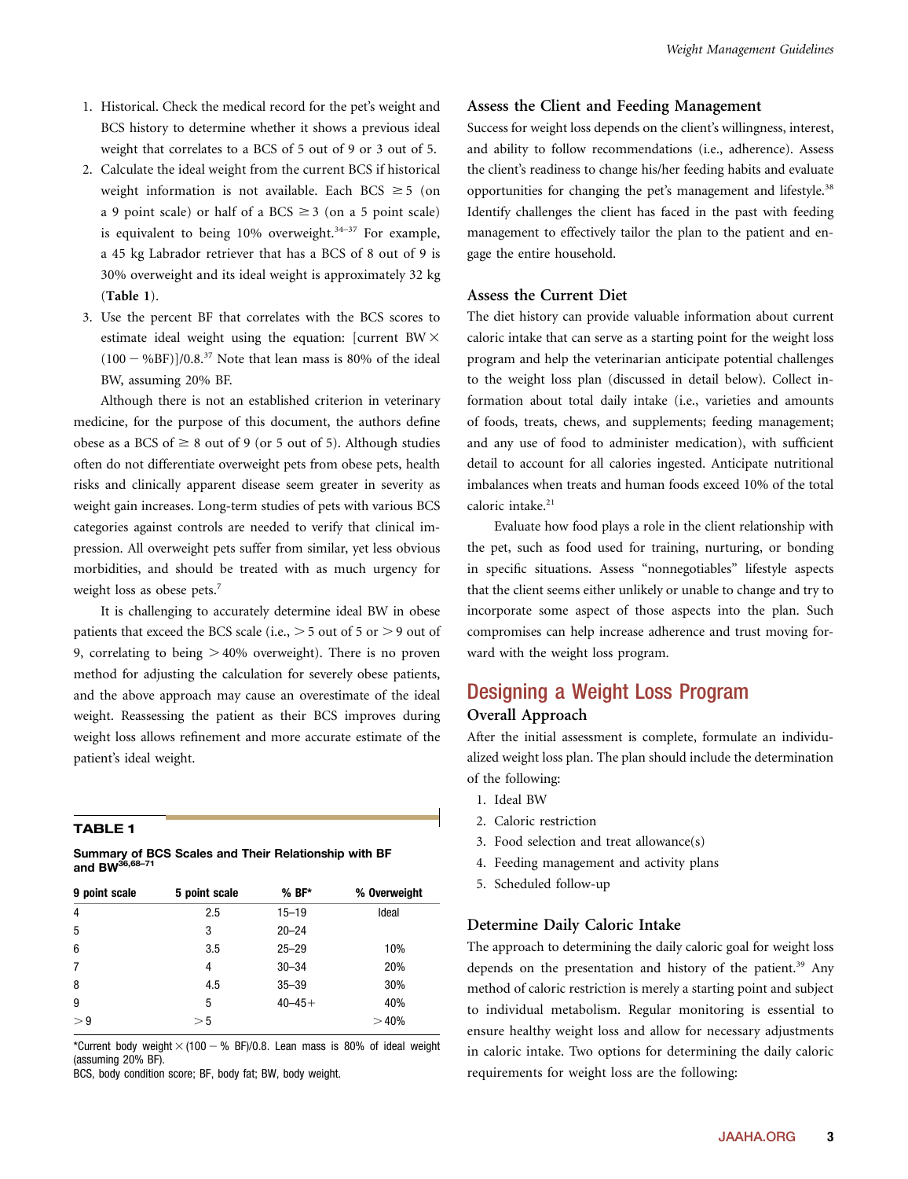3. Historical. Check the medical record for the pet's weight and BCS history to determine whether it shows a previous ideal weight that correlates to a BCS of 5 out of 9 or 3 out of 5.
4. Calculate the ideal weight from the current BCS if historical weight information is not available. Each BCS $\geq 5$ (on a 9 point scale) or half of a BCS $\geq 3$ (on a 5 point scale) is equivalent to being 10% overweight.[34–37] For example, a 45 kg Labrador retriever that has a BCS of 8 out of 9 is 30% overweight and its ideal weight is approximately 32 kg (**Table 1**).
5. Use the percent BF that correlates with the BCS scores to estimate ideal weight using the equation: [current BW $\times$ (100 $-$ %BF)]/0.8.[37] Note that lean mass is 80% of the ideal BW, assuming 20% BF.

Although there is not an established criterion in veterinary medicine, for the purpose of this document, the authors define obese as a BCS of $\geq 8$ out of 9 (or 5 out of 5). Although studies often do not differentiate overweight pets from obese pets, health risks and clinically apparent disease seem greater in severity as weight gain increases. Long-term studies of pets with various BCS categories against controls are needed to verify that clinical impression. All overweight pets suffer from similar, yet less obvious morbidities, and should be treated with as much urgency for weight loss as obese pets.[7]

It is challenging to accurately determine ideal BW in obese patients that exceed the BCS scale (i.e., $>5$ out of 5 or $>9$ out of 9, correlating to being $>40\%$ overweight). There is no proven method for adjusting the calculation for severely obese patients, and the above approach may cause an overestimate of the ideal weight. Reassessing the patient as their BCS improves during weight loss allows refinement and more accurate estimate of the patient's ideal weight.

**TABLE 1**

**Summary of BCS Scales and Their Relationship with BF and BW**[36,68–71]

| 9 point scale | 5 point scale | % BF* | % Overweight |
|---|---|---|---|
| 4 | 2.5 | 15–19 | Ideal |
| 5 | 3 | 20–24 | |
| 6 | 3.5 | 25–29 | 10% |
| 7 | 4 | 30–34 | 20% |
| 8 | 4.5 | 35–39 | 30% |
| 9 | 5 | 40–45+ | 40% |
| >9 | >5 | | >40% |

*Current body weight $\times$ (100 $-$ % BF)/0.8. Lean mass is 80% of ideal weight (assuming 20% BF).
BCS, body condition score; BF, body fat; BW, body weight.

### Assess the Client and Feeding Management

Success for weight loss depends on the client's willingness, interest, and ability to follow recommendations (i.e., adherence). Assess the client's readiness to change his/her feeding habits and evaluate opportunities for changing the pet's management and lifestyle.[38] Identify challenges the client has faced in the past with feeding management to effectively tailor the plan to the patient and engage the entire household.

### Assess the Current Diet

The diet history can provide valuable information about current caloric intake that can serve as a starting point for the weight loss program and help the veterinarian anticipate potential challenges to the weight loss plan (discussed in detail below). Collect information about total daily intake (i.e., varieties and amounts of foods, treats, chews, and supplements; feeding management; and any use of food to administer medication), with sufficient detail to account for all calories ingested. Anticipate nutritional imbalances when treats and human foods exceed 10% of the total caloric intake.[21]

Evaluate how food plays a role in the client relationship with the pet, such as food used for training, nurturing, or bonding in specific situations. Assess "nonnegotiables" lifestyle aspects that the client seems either unlikely or unable to change and try to incorporate some aspect of those aspects into the plan. Such compromises can help increase adherence and trust moving forward with the weight loss program.

## Designing a Weight Loss Program

### Overall Approach

After the initial assessment is complete, formulate an individualized weight loss plan. The plan should include the determination of the following:

1. Ideal BW
2. Caloric restriction
3. Food selection and treat allowance(s)
4. Feeding management and activity plans
5. Scheduled follow-up

### Determine Daily Caloric Intake

The approach to determining the daily caloric goal for weight loss depends on the presentation and history of the patient.[39] Any method of caloric restriction is merely a starting point and subject to individual metabolism. Regular monitoring is essential to ensure healthy weight loss and allow for necessary adjustments in caloric intake. Two options for determining the daily caloric requirements for weight loss are the following: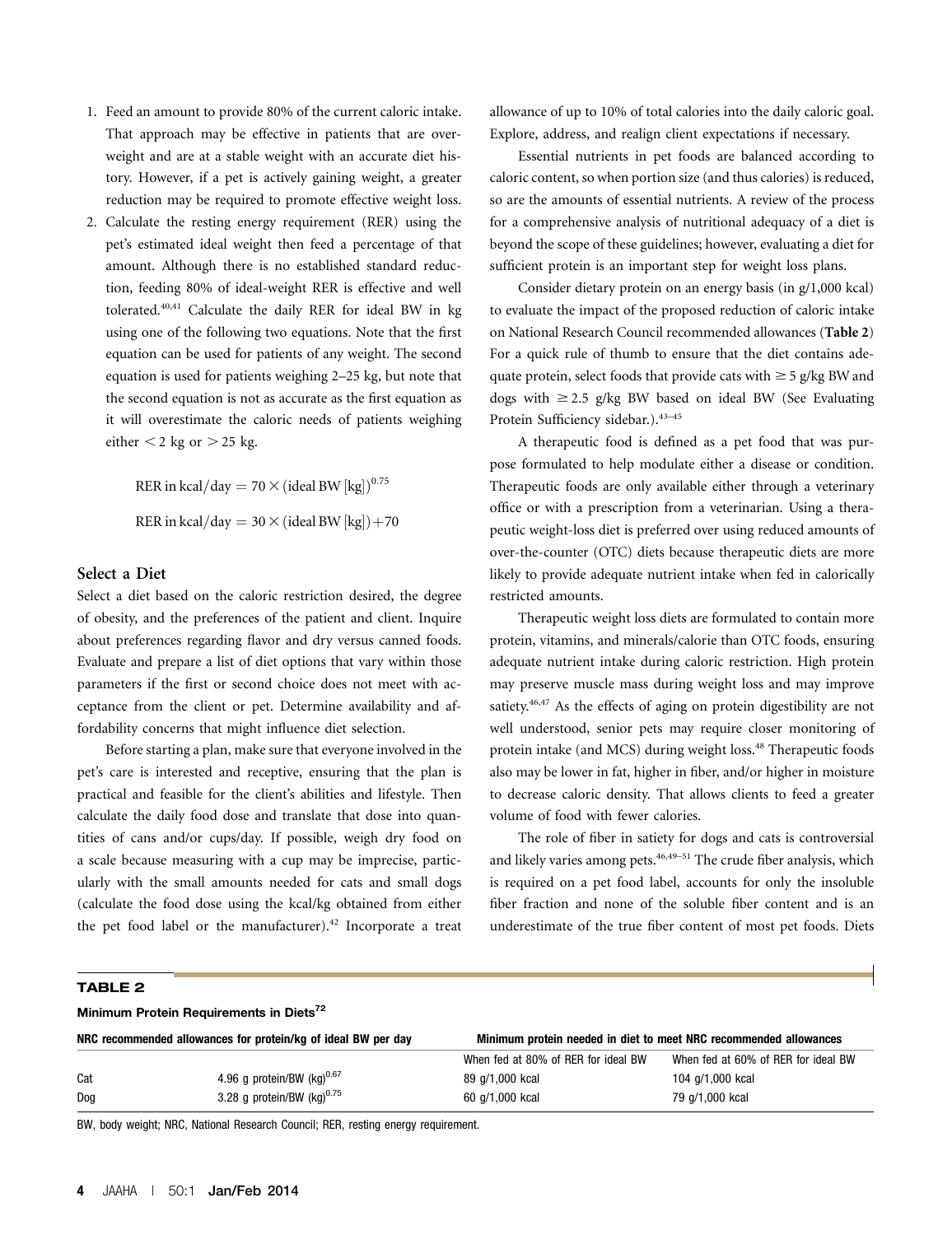1. Feed an amount to provide 80% of the current caloric intake. That approach may be effective in patients that are overweight and are at a stable weight with an accurate diet history. However, if a pet is actively gaining weight, a greater reduction may be required to promote effective weight loss.
2. Calculate the resting energy requirement (RER) using the pet's estimated ideal weight then feed a percentage of that amount. Although there is no established standard reduction, feeding 80% of ideal-weight RER is effective and well tolerated.[40,41] Calculate the daily RER for ideal BW in kg using one of the following two equations. Note that the first equation can be used for patients of any weight. The second equation is used for patients weighing 2–25 kg, but note that the second equation is not as accurate as the first equation as it will overestimate the caloric needs of patients weighing either < 2 kg or > 25 kg.

$$\text{RER in kcal/day} = 70 \times (\text{ideal BW [kg]})^{0.75}$$

$$\text{RER in kcal/day} = 30 \times (\text{ideal BW [kg]}) + 70$$

### Select a Diet

Select a diet based on the caloric restriction desired, the degree of obesity, and the preferences of the patient and client. Inquire about preferences regarding flavor and dry versus canned foods. Evaluate and prepare a list of diet options that vary within those parameters if the first or second choice does not meet with acceptance from the client or pet. Determine availability and affordability concerns that might influence diet selection.

Before starting a plan, make sure that everyone involved in the pet's care is interested and receptive, ensuring that the plan is practical and feasible for the client's abilities and lifestyle. Then calculate the daily food dose and translate that dose into quantities of cans and/or cups/day. If possible, weigh dry food on a scale because measuring with a cup may be imprecise, particularly with the small amounts needed for cats and small dogs (calculate the food dose using the kcal/kg obtained from either the pet food label or the manufacturer).[42] Incorporate a treat allowance of up to 10% of total calories into the daily caloric goal. Explore, address, and realign client expectations if necessary.

Essential nutrients in pet foods are balanced according to caloric content, so when portion size (and thus calories) is reduced, so are the amounts of essential nutrients. A review of the process for a comprehensive analysis of nutritional adequacy of a diet is beyond the scope of these guidelines; however, evaluating a diet for sufficient protein is an important step for weight loss plans.

Consider dietary protein on an energy basis (in g/1,000 kcal) to evaluate the impact of the proposed reduction of caloric intake on National Research Council recommended allowances (**Table 2**) For a quick rule of thumb to ensure that the diet contains adequate protein, select foods that provide cats with ≥ 5 g/kg BW and dogs with ≥ 2.5 g/kg BW based on ideal BW (See Evaluating Protein Sufficiency sidebar.).[43–45]

A therapeutic food is defined as a pet food that was purpose formulated to help modulate either a disease or condition. Therapeutic foods are only available either through a veterinary office or with a prescription from a veterinarian. Using a therapeutic weight-loss diet is preferred over using reduced amounts of over-the-counter (OTC) diets because therapeutic diets are more likely to provide adequate nutrient intake when fed in calorically restricted amounts.

Therapeutic weight loss diets are formulated to contain more protein, vitamins, and minerals/calorie than OTC foods, ensuring adequate nutrient intake during caloric restriction. High protein may preserve muscle mass during weight loss and may improve satiety.[46,47] As the effects of aging on protein digestibility are not well understood, senior pets may require closer monitoring of protein intake (and MCS) during weight loss.[48] Therapeutic foods also may be lower in fat, higher in fiber, and/or higher in moisture to decrease caloric density. That allows clients to feed a greater volume of food with fewer calories.

The role of fiber in satiety for dogs and cats is controversial and likely varies among pets.[46,49–51] The crude fiber analysis, which is required on a pet food label, accounts for only the insoluble fiber fraction and none of the soluble fiber content and is an underestimate of the true fiber content of most pet foods. Diets

**TABLE 2**

**Minimum Protein Requirements in Diets[72]**

| NRC recommended allowances for protein/kg of ideal BW per day | | Minimum protein needed in diet to meet NRC recommended allowances | |
|---|---|---|---|
| | | When fed at 80% of RER for ideal BW | When fed at 60% of RER for ideal BW |
| Cat | 4.96 g protein/BW $(\text{kg})^{0.67}$ | 89 g/1,000 kcal | 104 g/1,000 kcal |
| Dog | 3.28 g protein/BW $(\text{kg})^{0.75}$ | 60 g/1,000 kcal | 79 g/1,000 kcal |

BW, body weight; NRC, National Research Council; RER, resting energy requirement.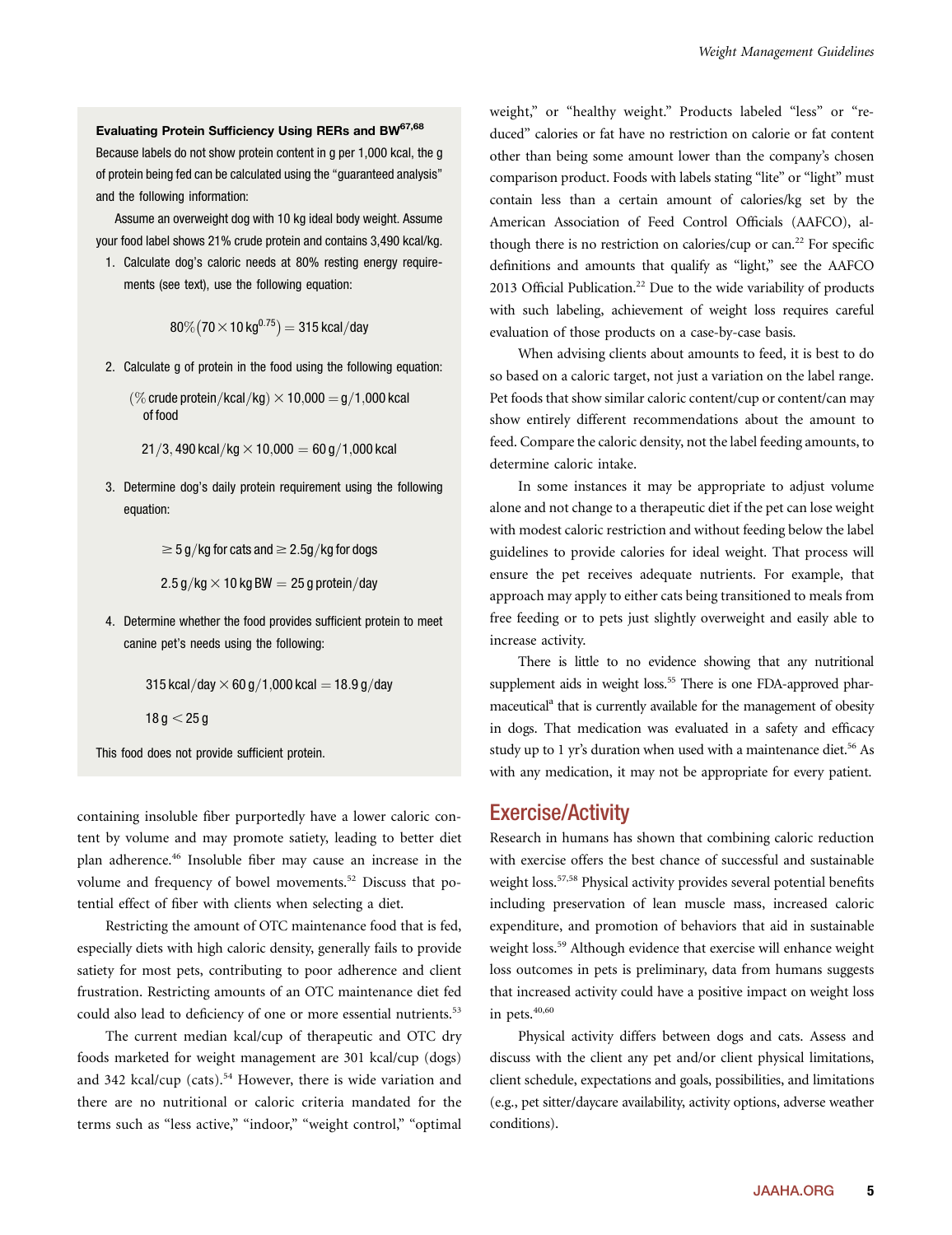**Evaluating Protein Sufficiency Using RERs and BW[67,68]**

Because labels do not show protein content in g per 1,000 kcal, the g of protein being fed can be calculated using the "guaranteed analysis" and the following information:

Assume an overweight dog with 10 kg ideal body weight. Assume your food label shows 21% crude protein and contains 3,490 kcal/kg.

1. Calculate dog's caloric needs at 80% resting energy requirements (see text), use the following equation:

$$80\%\left(70\times 10\,\text{kg}^{0.75}\right) = 315\ \text{kcal/day}$$

2. Calculate g of protein in the food using the following equation:

$$(\%\,\text{crude protein}/\text{kcal/kg}) \times 10{,}000 = \text{g}/1{,}000\ \text{kcal of food}$$

$$21/3,490\ \text{kcal/kg} \times 10{,}000 = 60\ \text{g}/1{,}000\ \text{kcal}$$

3. Determine dog's daily protein requirement using the following equation:

$$\geq 5\ \text{g/kg for cats and} \geq 2.5\ \text{g/kg for dogs}$$

$$2.5\ \text{g/kg} \times 10\ \text{kg BW} = 25\ \text{g protein/day}$$

4. Determine whether the food provides sufficient protein to meet canine pet's needs using the following:

$$315\ \text{kcal/day} \times 60\ \text{g}/1{,}000\ \text{kcal} = 18.9\ \text{g/day}$$

$$18\ \text{g} < 25\ \text{g}$$

This food does not provide sufficient protein.

containing insoluble fiber purportedly have a lower caloric content by volume and may promote satiety, leading to better diet plan adherence.[46] Insoluble fiber may cause an increase in the volume and frequency of bowel movements.[52] Discuss that potential effect of fiber with clients when selecting a diet.

Restricting the amount of OTC maintenance food that is fed, especially diets with high caloric density, generally fails to provide satiety for most pets, contributing to poor adherence and client frustration. Restricting amounts of an OTC maintenance diet fed could also lead to deficiency of one or more essential nutrients.[53]

The current median kcal/cup of therapeutic and OTC dry foods marketed for weight management are 301 kcal/cup (dogs) and 342 kcal/cup (cats).[54] However, there is wide variation and there are no nutritional or caloric criteria mandated for the terms such as "less active," "indoor," "weight control," "optimal weight," or "healthy weight." Products labeled "less" or "reduced" calories or fat have no restriction on calorie or fat content other than being some amount lower than the company's chosen comparison product. Foods with labels stating "lite" or "light" must contain less than a certain amount of calories/kg set by the American Association of Feed Control Officials (AAFCO), although there is no restriction on calories/cup or can.[22] For specific definitions and amounts that qualify as "light," see the AAFCO 2013 Official Publication.[22] Due to the wide variability of products with such labeling, achievement of weight loss requires careful evaluation of those products on a case-by-case basis.

When advising clients about amounts to feed, it is best to do so based on a caloric target, not just a variation on the label range. Pet foods that show similar caloric content/cup or content/can may show entirely different recommendations about the amount to feed. Compare the caloric density, not the label feeding amounts, to determine caloric intake.

In some instances it may be appropriate to adjust volume alone and not change to a therapeutic diet if the pet can lose weight with modest caloric restriction and without feeding below the label guidelines to provide calories for ideal weight. That process will ensure the pet receives adequate nutrients. For example, that approach may apply to either cats being transitioned to meals from free feeding or to pets just slightly overweight and easily able to increase activity.

There is little to no evidence showing that any nutritional supplement aids in weight loss.[55] There is one FDA-approved pharmaceutical[a] that is currently available for the management of obesity in dogs. That medication was evaluated in a safety and efficacy study up to 1 yr's duration when used with a maintenance diet.[56] As with any medication, it may not be appropriate for every patient.

## Exercise/Activity

Research in humans has shown that combining caloric reduction with exercise offers the best chance of successful and sustainable weight loss.[57,58] Physical activity provides several potential benefits including preservation of lean muscle mass, increased caloric expenditure, and promotion of behaviors that aid in sustainable weight loss.[59] Although evidence that exercise will enhance weight loss outcomes in pets is preliminary, data from humans suggests that increased activity could have a positive impact on weight loss in pets.[40,60]

Physical activity differs between dogs and cats. Assess and discuss with the client any pet and/or client physical limitations, client schedule, expectations and goals, possibilities, and limitations (e.g., pet sitter/daycare availability, activity options, adverse weather conditions).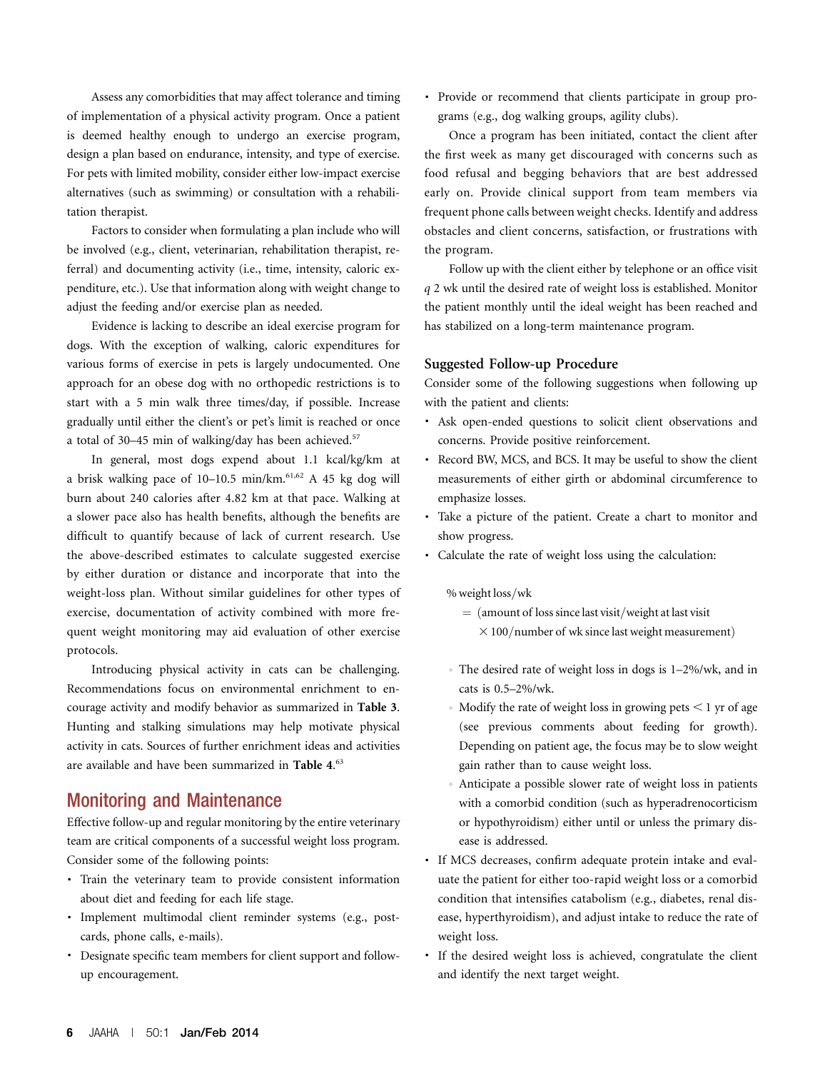Assess any comorbidities that may affect tolerance and timing of implementation of a physical activity program. Once a patient is deemed healthy enough to undergo an exercise program, design a plan based on endurance, intensity, and type of exercise. For pets with limited mobility, consider either low-impact exercise alternatives (such as swimming) or consultation with a rehabilitation therapist.

Factors to consider when formulating a plan include who will be involved (e.g., client, veterinarian, rehabilitation therapist, referral) and documenting activity (i.e., time, intensity, caloric expenditure, etc.). Use that information along with weight change to adjust the feeding and/or exercise plan as needed.

Evidence is lacking to describe an ideal exercise program for dogs. With the exception of walking, caloric expenditures for various forms of exercise in pets is largely undocumented. One approach for an obese dog with no orthopedic restrictions is to start with a 5 min walk three times/day, if possible. Increase gradually until either the client's or pet's limit is reached or once a total of 30–45 min of walking/day has been achieved.[57]

In general, most dogs expend about 1.1 kcal/kg/km at a brisk walking pace of 10–10.5 min/km.[61,62] A 45 kg dog will burn about 240 calories after 4.82 km at that pace. Walking at a slower pace also has health benefits, although the benefits are difficult to quantify because of lack of current research. Use the above-described estimates to calculate suggested exercise by either duration or distance and incorporate that into the weight-loss plan. Without similar guidelines for other types of exercise, documentation of activity combined with more frequent weight monitoring may aid evaluation of other exercise protocols.

Introducing physical activity in cats can be challenging. Recommendations focus on environmental enrichment to encourage activity and modify behavior as summarized in **Table 3**. Hunting and stalking simulations may help motivate physical activity in cats. Sources of further enrichment ideas and activities are available and have been summarized in **Table 4**.[63]

## Monitoring and Maintenance

Effective follow-up and regular monitoring by the entire veterinary team are critical components of a successful weight loss program. Consider some of the following points:

- Train the veterinary team to provide consistent information about diet and feeding for each life stage.
- Implement multimodal client reminder systems (e.g., postcards, phone calls, e-mails).
- Designate specific team members for client support and follow-up encouragement.
- Provide or recommend that clients participate in group programs (e.g., dog walking groups, agility clubs).

Once a program has been initiated, contact the client after the first week as many get discouraged with concerns such as food refusal and begging behaviors that are best addressed early on. Provide clinical support from team members via frequent phone calls between weight checks. Identify and address obstacles and client concerns, satisfaction, or frustrations with the program.

Follow up with the client either by telephone or an office visit *q* 2 wk until the desired rate of weight loss is established. Monitor the patient monthly until the ideal weight has been reached and has stabilized on a long-term maintenance program.

### Suggested Follow-up Procedure

Consider some of the following suggestions when following up with the patient and clients:

- Ask open-ended questions to solicit client observations and concerns. Provide positive reinforcement.
- Record BW, MCS, and BCS. It may be useful to show the client measurements of either girth or abdominal circumference to emphasize losses.
- Take a picture of the patient. Create a chart to monitor and show progress.
- Calculate the rate of weight loss using the calculation:

$$\%\,\text{weight loss/wk} = (\text{amount of loss since last visit/weight at last visit} \times 100/\text{number of wk since last weight measurement})$$

  - The desired rate of weight loss in dogs is 1–2%/wk, and in cats is 0.5–2%/wk.
  - Modify the rate of weight loss in growing pets $<$ 1 yr of age (see previous comments about feeding for growth). Depending on patient age, the focus may be to slow weight gain rather than to cause weight loss.
  - Anticipate a possible slower rate of weight loss in patients with a comorbid condition (such as hyperadrenocorticism or hypothyroidism) either until or unless the primary disease is addressed.
- If MCS decreases, confirm adequate protein intake and evaluate the patient for either too-rapid weight loss or a comorbid condition that intensifies catabolism (e.g., diabetes, renal disease, hyperthyroidism), and adjust intake to reduce the rate of weight loss.
- If the desired weight loss is achieved, congratulate the client and identify the next target weight.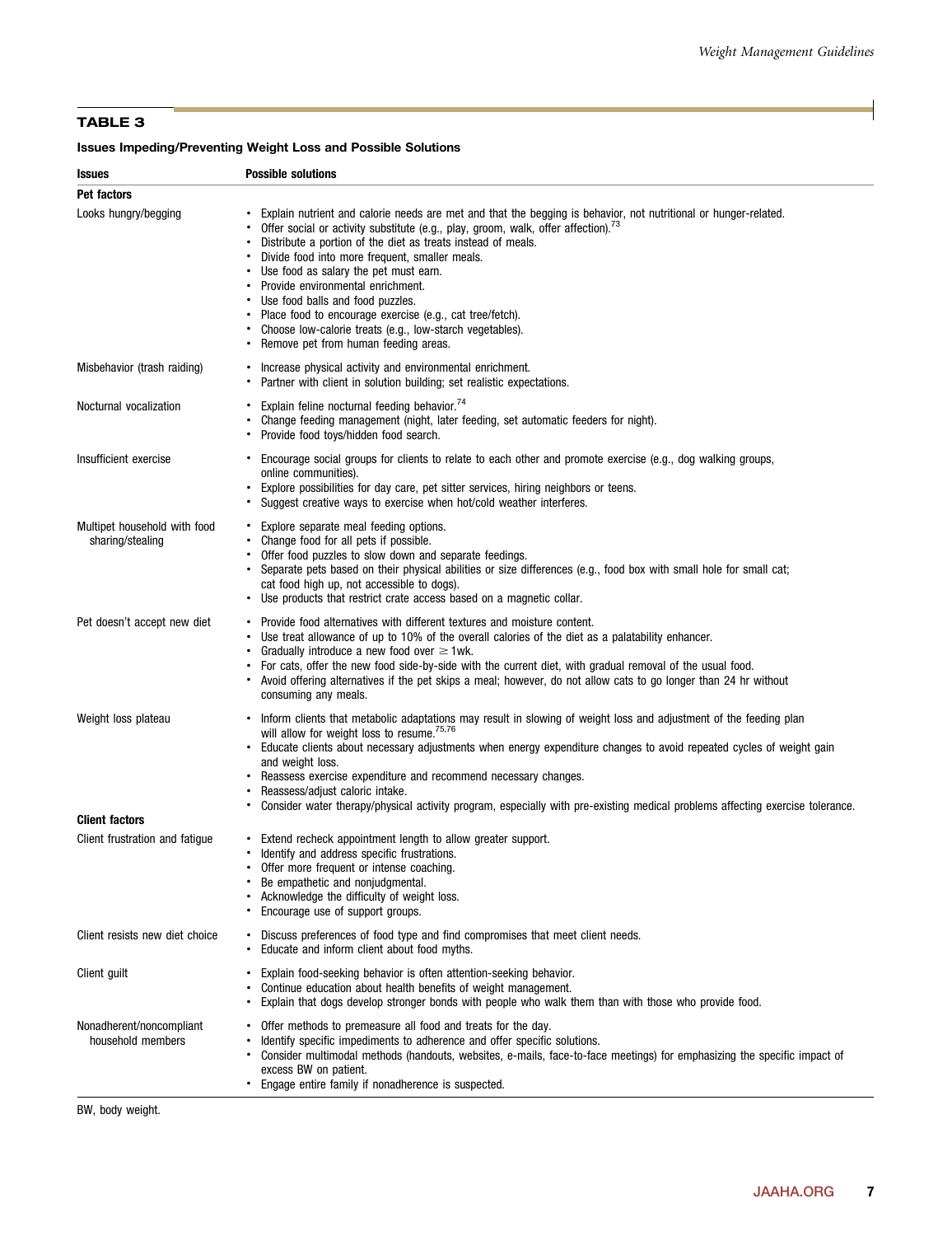**TABLE 3**

**Issues Impeding/Preventing Weight Loss and Possible Solutions**

| Issues | Possible solutions |
|---|---|
| **Pet factors** | |
| Looks hungry/begging | • Explain nutrient and calorie needs are met and that the begging is behavior, not nutritional or hunger-related.<br>• Offer social or activity substitute (e.g., play, groom, walk, offer affection).[73]<br>• Distribute a portion of the diet as treats instead of meals.<br>• Divide food into more frequent, smaller meals.<br>• Use food as salary the pet must earn.<br>• Provide environmental enrichment.<br>• Use food balls and food puzzles.<br>• Place food to encourage exercise (e.g., cat tree/fetch).<br>• Choose low-calorie treats (e.g., low-starch vegetables).<br>• Remove pet from human feeding areas. |
| Misbehavior (trash raiding) | • Increase physical activity and environmental enrichment.<br>• Partner with client in solution building; set realistic expectations. |
| Nocturnal vocalization | • Explain feline nocturnal feeding behavior.[74]<br>• Change feeding management (night, later feeding, set automatic feeders for night).<br>• Provide food toys/hidden food search. |
| Insufficient exercise | • Encourage social groups for clients to relate to each other and promote exercise (e.g., dog walking groups, online communities).<br>• Explore possibilities for day care, pet sitter services, hiring neighbors or teens.<br>• Suggest creative ways to exercise when hot/cold weather interferes. |
| Multipet household with food sharing/stealing | • Explore separate meal feeding options.<br>• Change food for all pets if possible.<br>• Offer food puzzles to slow down and separate feedings.<br>• Separate pets based on their physical abilities or size differences (e.g., food box with small hole for small cat; cat food high up, not accessible to dogs).<br>• Use products that restrict crate access based on a magnetic collar. |
| Pet doesn't accept new diet | • Provide food alternatives with different textures and moisture content.<br>• Use treat allowance of up to 10% of the overall calories of the diet as a palatability enhancer.<br>• Gradually introduce a new food over ≥ 1wk.<br>• For cats, offer the new food side-by-side with the current diet, with gradual removal of the usual food.<br>• Avoid offering alternatives if the pet skips a meal; however, do not allow cats to go longer than 24 hr without consuming any meals. |
| Weight loss plateau | • Inform clients that metabolic adaptations may result in slowing of weight loss and adjustment of the feeding plan will allow for weight loss to resume.[75,76]<br>• Educate clients about necessary adjustments when energy expenditure changes to avoid repeated cycles of weight gain and weight loss.<br>• Reassess exercise expenditure and recommend necessary changes.<br>• Reassess/adjust caloric intake.<br>• Consider water therapy/physical activity program, especially with pre-existing medical problems affecting exercise tolerance. |
| **Client factors** | |
| Client frustration and fatigue | • Extend recheck appointment length to allow greater support.<br>• Identify and address specific frustrations.<br>• Offer more frequent or intense coaching.<br>• Be empathetic and nonjudgmental.<br>• Acknowledge the difficulty of weight loss.<br>• Encourage use of support groups. |
| Client resists new diet choice | • Discuss preferences of food type and find compromises that meet client needs.<br>• Educate and inform client about food myths. |
| Client guilt | • Explain food-seeking behavior is often attention-seeking behavior.<br>• Continue education about health benefits of weight management.<br>• Explain that dogs develop stronger bonds with people who walk them than with those who provide food. |
| Nonadherent/noncompliant household members | • Offer methods to premeasure all food and treats for the day.<br>• Identify specific impediments to adherence and offer specific solutions.<br>• Consider multimodal methods (handouts, websites, e-mails, face-to-face meetings) for emphasizing the specific impact of excess BW on patient.<br>• Engage entire family if nonadherence is suspected. |

BW, body weight.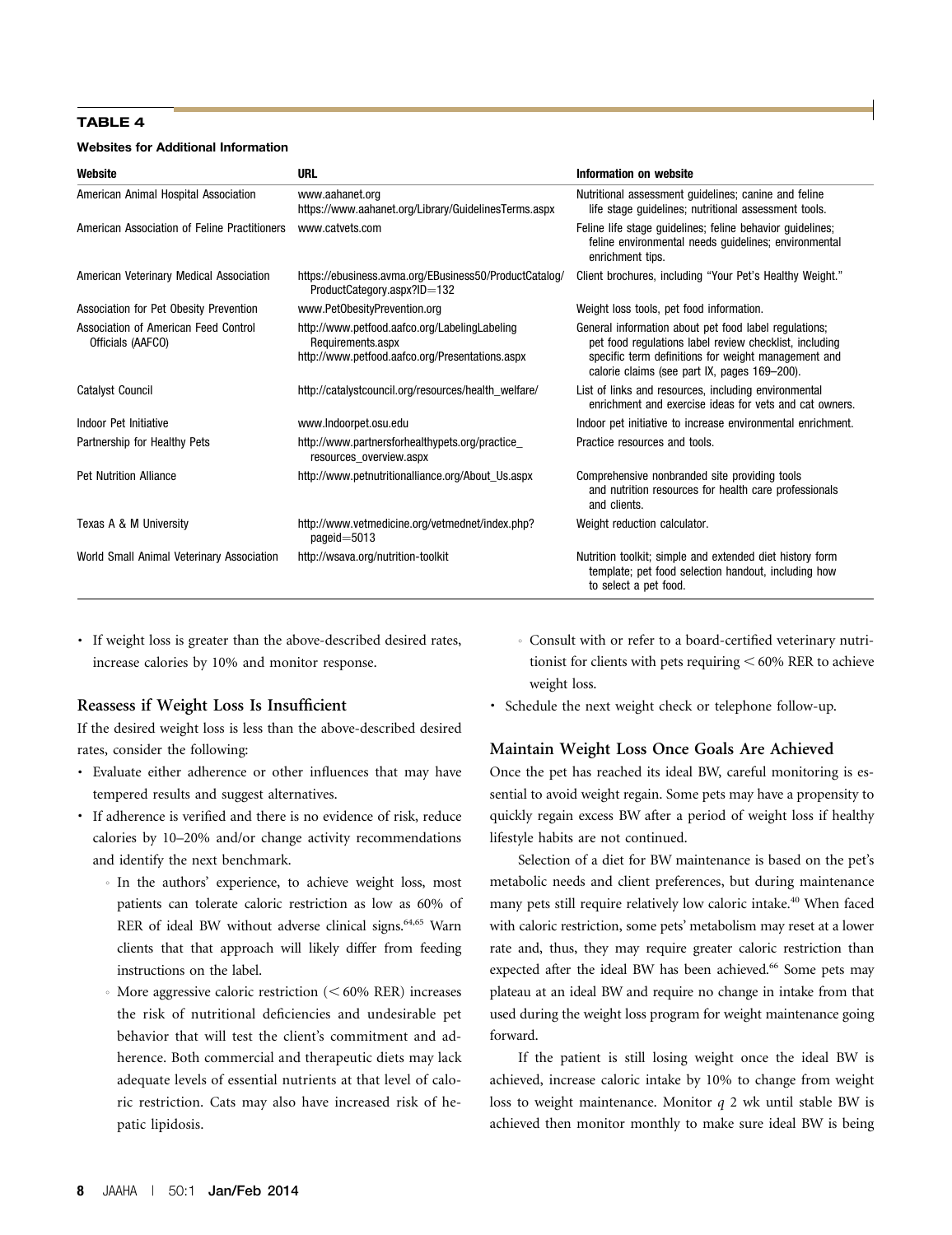**TABLE 4**

**Websites for Additional Information**

| Website | URL | Information on website |
|---|---|---|
| American Animal Hospital Association | www.aahanet.org https://www.aahanet.org/Library/GuidelinesTerms.aspx | Nutritional assessment guidelines; canine and feline life stage guidelines; nutritional assessment tools. |
| American Association of Feline Practitioners | www.catvets.com | Feline life stage guidelines; feline behavior guidelines; feline environmental needs guidelines; environmental enrichment tips. |
| American Veterinary Medical Association | https://ebusiness.avma.org/EBusiness50/ProductCatalog/ProductCategory.aspx?ID=132 | Client brochures, including "Your Pet's Healthy Weight." |
| Association for Pet Obesity Prevention | www.PetObesityPrevention.org | Weight loss tools, pet food information. |
| Association for American Feed Control Officials (AAFCO) | http://www.petfood.aafco.org/LabelingLabeling Requirements.aspx http://www.petfood.aafco.org/Presentations.aspx | General information about pet food label regulations; pet food regulations label review checklist, including specific term definitions for weight management and calorie claims (see part IX, pages 169–200). |
| Catalyst Council | http://catalystcouncil.org/resources/health_welfare/ | List of links and resources, including environmental enrichment and exercise ideas for vets and cat owners. |
| Indoor Pet Initiative | www.Indoorpet.osu.edu | Indoor pet initiative to increase environmental enrichment. |
| Partnership for Healthy Pets | http://www.partnersforhealthypets.org/practice_resources_overview.aspx | Practice resources and tools. |
| Pet Nutrition Alliance | http://www.petnutritionalliance.org/About_Us.aspx | Comprehensive nonbranded site providing tools and nutrition resources for health care professionals and clients. |
| Texas A & M University | http://www.vetmedicine.org/vetmednet/index.php?pageid=5013 | Weight reduction calculator. |
| World Small Animal Veterinary Association | http://wsava.org/nutrition-toolkit | Nutrition toolkit; simple and extended diet history form template; pet food selection handout, including how to select a pet food. |

- If weight loss is greater than the above-described desired rates, increase calories by 10% and monitor response.

### Reassess if Weight Loss Is Insufficient

If the desired weight loss is less than the above-described desired rates, consider the following:

- Evaluate either adherence or other influences that may have tempered results and suggest alternatives.
- If adherence is verified and there is no evidence of risk, reduce calories by 10–20% and/or change activity recommendations and identify the next benchmark.
    - In the authors' experience, to achieve weight loss, most patients can tolerate caloric restriction as low as 60% of RER of ideal BW without adverse clinical signs.[64,65] Warn clients that that approach will likely differ from feeding instructions on the label.
    - More aggressive caloric restriction (< 60% RER) increases the risk of nutritional deficiencies and undesirable pet behavior that will test the client's commitment and adherence. Both commercial and therapeutic diets may lack adequate levels of essential nutrients at that level of caloric restriction. Cats may also have increased risk of hepatic lipidosis.
    - Consult with or refer to a board-certified veterinary nutritionist for clients with pets requiring < 60% RER to achieve weight loss.
- Schedule the next weight check or telephone follow-up.

### Maintain Weight Loss Once Goals Are Achieved

Once the pet has reached its ideal BW, careful monitoring is essential to avoid weight regain. Some pets may have a propensity to quickly regain excess BW after a period of weight loss if healthy lifestyle habits are not continued.

Selection of a diet for BW maintenance is based on the pet's metabolic needs and client preferences, but during maintenance many pets still require relatively low caloric intake.[40] When faced with caloric restriction, some pets' metabolism may reset at a lower rate and, thus, they may require greater caloric restriction than expected after the ideal BW has been achieved.[66] Some pets may plateau at an ideal BW and require no change in intake from that used during the weight loss program for weight maintenance going forward.

If the patient is still losing weight once the ideal BW is achieved, increase caloric intake by 10% to change from weight loss to weight maintenance. Monitor *q* 2 wk until stable BW is achieved then monitor monthly to make sure ideal BW is being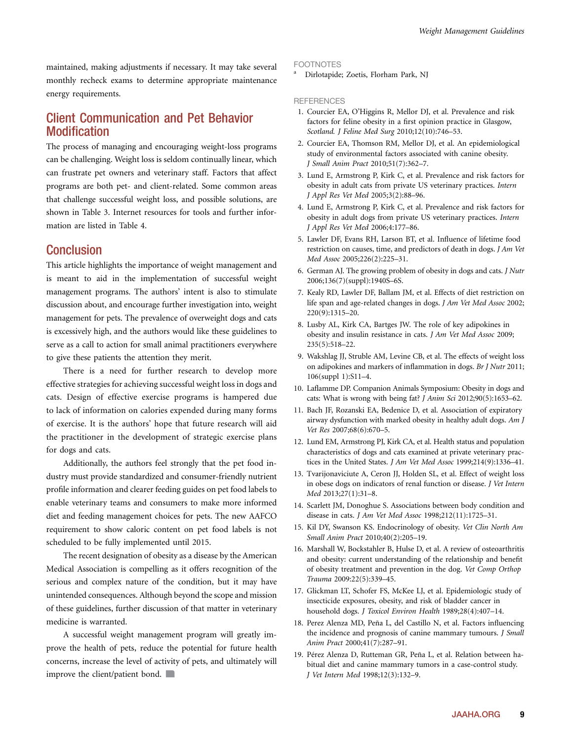maintained, making adjustments if necessary. It may take several monthly recheck exams to determine appropriate maintenance energy requirements.

## Client Communication and Pet Behavior Modification

The process of managing and encouraging weight-loss programs can be challenging. Weight loss is seldom continually linear, which can frustrate pet owners and veterinary staff. Factors that affect programs are both pet- and client-related. Some common areas that challenge successful weight loss, and possible solutions, are shown in Table 3. Internet resources for tools and further information are listed in Table 4.

## Conclusion

This article highlights the importance of weight management and is meant to aid in the implementation of successful weight management programs. The authors' intent is also to stimulate discussion about, and encourage further investigation into, weight management for pets. The prevalence of overweight dogs and cats is excessively high, and the authors would like these guidelines to serve as a call to action for small animal practitioners everywhere to give these patients the attention they merit.

There is a need for further research to develop more effective strategies for achieving successful weight loss in dogs and cats. Design of effective exercise programs is hampered due to lack of information on calories expended during many forms of exercise. It is the authors' hope that future research will aid the practitioner in the development of strategic exercise plans for dogs and cats.

Additionally, the authors feel strongly that the pet food industry must provide standardized and consumer-friendly nutrient profile information and clearer feeding guides on pet food labels to enable veterinary teams and consumers to make more informed diet and feeding management choices for pets. The new AAFCO requirement to show caloric content on pet food labels is not scheduled to be fully implemented until 2015.

The recent designation of obesity as a disease by the American Medical Association is compelling as it offers recognition of the serious and complex nature of the condition, but it may have unintended consequences. Although beyond the scope and mission of these guidelines, further discussion of that matter in veterinary medicine is warranted.

A successful weight management program will greatly improve the health of pets, reduce the potential for future health concerns, increase the level of activity of pets, and ultimately will improve the client/patient bond.

### FOOTNOTES

[a] Dirlotapide; Zoetis, Florham Park, NJ

### REFERENCES

1. Courcier EA, O'Higgins R, Mellor DJ, et al. Prevalence and risk factors for feline obesity in a first opinion practice in Glasgow, Scotland. *J Feline Med Surg* 2010;12(10):746–53.
2. Courcier EA, Thomson RM, Mellor DJ, et al. An epidemiological study of environmental factors associated with canine obesity. *J Small Anim Pract* 2010;51(7):362–7.
3. Lund E, Armstrong P, Kirk C, et al. Prevalence and risk factors for obesity in adult cats from private US veterinary practices. *Intern J Appl Res Vet Med* 2005;3(2):88–96.
4. Lund E, Armstrong P, Kirk C, et al. Prevalence and risk factors for obesity in adult dogs from private US veterinary practices. *Intern J Appl Res Vet Med* 2006;4:177–86.
5. Lawler DF, Evans RH, Larson BT, et al. Influence of lifetime food restriction on causes, time, and predictors of death in dogs. *J Am Vet Med Assoc* 2005;226(2):225–31.
6. German AJ. The growing problem of obesity in dogs and cats. *J Nutr* 2006;136(7)(suppl):1940S–6S.
7. Kealy RD, Lawler DF, Ballam JM, et al. Effects of diet restriction on life span and age-related changes in dogs. *J Am Vet Med Assoc* 2002; 220(9):1315–20.
8. Lusby AL, Kirk CA, Bartges JW. The role of key adipokines in obesity and insulin resistance in cats. *J Am Vet Med Assoc* 2009; 235(5):518–22.
9. Wakshlag JJ, Struble AM, Levine CB, et al. The effects of weight loss on adipokines and markers of inflammation in dogs. *Br J Nutr* 2011; 106(suppl 1):S11–4.
10. Laflamme DP. Companion Animals Symposium: Obesity in dogs and cats: What is wrong with being fat? *J Anim Sci* 2012;90(5):1653–62.
11. Bach JF, Rozanski EA, Bedenice D, et al. Association of expiratory airway dysfunction with marked obesity in healthy adult dogs. *Am J Vet Res* 2007;68(6):670–5.
12. Lund EM, Armstrong PJ, Kirk CA, et al. Health status and population characteristics of dogs and cats examined at private veterinary practices in the United States. *J Am Vet Med Assoc* 1999;214(9):1336–41.
13. Tvarijonaviciute A, Ceron JJ, Holden SL, et al. Effect of weight loss in obese dogs on indicators of renal function or disease. *J Vet Intern Med* 2013;27(1):31–8.
14. Scarlett JM, Donoghue S. Associations between body condition and disease in cats. *J Am Vet Med Assoc* 1998;212(11):1725–31.
15. Kil DY, Swanson KS. Endocrinology of obesity. *Vet Clin North Am Small Anim Pract* 2010;40(2):205–19.
16. Marshall W, Bockstahler B, Hulse D, et al. A review of osteoarthritis and obesity: current understanding of the relationship and benefit of obesity treatment and prevention in the dog. *Vet Comp Orthop Trauma* 2009:22(5):339–45.
17. Glickman LT, Schofer FS, McKee LJ, et al. Epidemiologic study of insecticide exposures, obesity, and risk of bladder cancer in household dogs. *J Toxicol Environ Health* 1989;28(4):407–14.
18. Perez Alenza MD, Peña L, del Castillo N, et al. Factors influencing the incidence and prognosis of canine mammary tumours. *J Small Anim Pract* 2000;41(7):287–91.
19. Pérez Alenza D, Rutteman GR, Peña L, et al. Relation between habitual diet and canine mammary tumors in a case-control study. *J Vet Intern Med* 1998;12(3):132–9.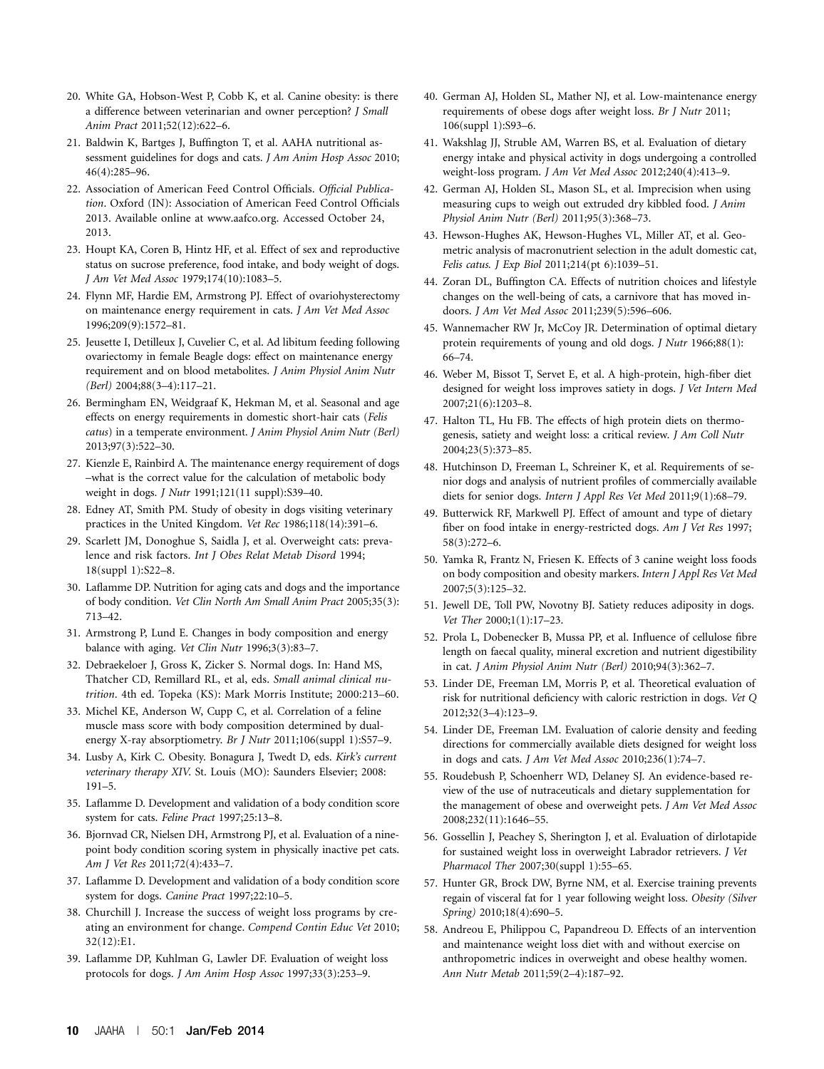20. White GA, Hobson-West P, Cobb K, et al. Canine obesity: is there a difference between veterinarian and owner perception? *J Small Anim Pract* 2011;52(12):622–6.
21. Baldwin K, Bartges J, Buffington T, et al. AAHA nutritional assessment guidelines for dogs and cats. *J Am Anim Hosp Assoc* 2010; 46(4):285–96.
22. Association of American Feed Control Officials. *Official Publication*. Oxford (IN): Association of American Feed Control Officials 2013. Available online at www.aafco.org. Accessed October 24, 2013.
23. Houpt KA, Coren B, Hintz HF, et al. Effect of sex and reproductive status on sucrose preference, food intake, and body weight of dogs. *J Am Vet Med Assoc* 1979;174(10):1083–5.
24. Flynn MF, Hardie EM, Armstrong PJ. Effect of ovariohysterectomy on maintenance energy requirement in cats. *J Am Vet Med Assoc* 1996;209(9):1572–81.
25. Jeusette I, Detilleux J, Cuvelier C, et al. Ad libitum feeding following ovariectomy in female Beagle dogs: effect on maintenance energy requirement and on blood metabolites. *J Anim Physiol Anim Nutr (Berl)* 2004;88(3–4):117–21.
26. Bermingham EN, Weidgraaf K, Hekman M, et al. Seasonal and age effects on energy requirements in domestic short-hair cats (*Felis catus*) in a temperate environment. *J Anim Physiol Anim Nutr (Berl)* 2013;97(3):522–30.
27. Kienzle E, Rainbird A. The maintenance energy requirement of dogs –what is the correct value for the calculation of metabolic body weight in dogs. *J Nutr* 1991;121(11 suppl):S39–40.
28. Edney AT, Smith PM. Study of obesity in dogs visiting veterinary practices in the United Kingdom. *Vet Rec* 1986;118(14):391–6.
29. Scarlett JM, Donoghue S, Saidla J, et al. Overweight cats: prevalence and risk factors. *Int J Obes Relat Metab Disord* 1994; 18(suppl 1):S22–8.
30. Laflamme DP. Nutrition for aging cats and dogs and the importance of body condition. *Vet Clin North Am Small Anim Pract* 2005;35(3): 713–42.
31. Armstrong P, Lund E. Changes in body composition and energy balance with aging. *Vet Clin Nutr* 1996;3(3):83–7.
32. Debraekeloer J, Gross K, Zicker S. Normal dogs. In: Hand MS, Thatcher CD, Remillard RL, et al, eds. *Small animal clinical nutrition*. 4th ed. Topeka (KS): Mark Morris Institute; 2000:213–60.
33. Michel KE, Anderson W, Cupp C, et al. Correlation of a feline muscle mass score with body composition determined by dual-energy X-ray absorptiometry. *Br J Nutr* 2011;106(suppl 1):S57–9.
34. Lusby A, Kirk C. Obesity. Bonagura J, Twedt D, eds. *Kirk's current veterinary therapy XIV*. St. Louis (MO): Saunders Elsevier; 2008: 191–5.
35. Laflamme D. Development and validation of a body condition score system for cats. *Feline Pract* 1997;25:13–8.
36. Bjornvad CR, Nielsen DH, Armstrong PJ, et al. Evaluation of a nine-point body condition scoring system in physically inactive pet cats. *Am J Vet Res* 2011;72(4):433–7.
37. Laflamme D. Development and validation of a body condition score system for dogs. *Canine Pract* 1997;22:10–5.
38. Churchill J. Increase the success of weight loss programs by creating an environment for change. *Compend Contin Educ Vet* 2010; 32(12):E1.
39. Laflamme DP, Kuhlman G, Lawler DF. Evaluation of weight loss protocols for dogs. *J Am Anim Hosp Assoc* 1997;33(3):253–9.
40. German AJ, Holden SL, Mather NJ, et al. Low-maintenance energy requirements of obese dogs after weight loss. *Br J Nutr* 2011; 106(suppl 1):S93–6.
41. Wakshlag JJ, Struble AM, Warren BS, et al. Evaluation of dietary energy intake and physical activity in dogs undergoing a controlled weight-loss program. *J Am Vet Med Assoc* 2012;240(4):413–9.
42. German AJ, Holden SL, Mason SL, et al. Imprecision when using measuring cups to weigh out extruded dry kibbled food. *J Anim Physiol Anim Nutr (Berl)* 2011;95(3):368–73.
43. Hewson-Hughes AK, Hewson-Hughes VL, Miller AT, et al. Geometric analysis of macronutrient selection in the adult domestic cat, *Felis catus*. *J Exp Biol* 2011;214(pt 6):1039–51.
44. Zoran DL, Buffington CA. Effects of nutrition choices and lifestyle changes on the well-being of cats, a carnivore that has moved indoors. *J Am Vet Med Assoc* 2011;239(5):596–606.
45. Wannemacher RW Jr, McCoy JR. Determination of optimal dietary protein requirements of young and old dogs. *J Nutr* 1966;88(1): 66–74.
46. Weber M, Bissot T, Servet E, et al. A high-protein, high-fiber diet designed for weight loss improves satiety in dogs. *J Vet Intern Med* 2007;21(6):1203–8.
47. Halton TL, Hu FB. The effects of high protein diets on thermogenesis, satiety and weight loss: a critical review. *J Am Coll Nutr* 2004;23(5):373–85.
48. Hutchinson D, Freeman L, Schreiner K, et al. Requirements of senior dogs and analysis of nutrient profiles of commercially available diets for senior dogs. *Intern J Appl Res Vet Med* 2011;9(1):68–79.
49. Butterwick RF, Markwell PJ. Effect of amount and type of dietary fiber on food intake in energy-restricted dogs. *Am J Vet Res* 1997; 58(3):272–6.
50. Yamka R, Frantz N, Friesen K. Effects of 3 canine weight loss foods on body composition and obesity markers. *Intern J Appl Res Vet Med* 2007;5(3):125–32.
51. Jewell DE, Toll PW, Novotny BJ. Satiety reduces adiposity in dogs. *Vet Ther* 2000;1(1):17–23.
52. Prola L, Dobenecker B, Mussa PP, et al. Influence of cellulose fibre length on faecal quality, mineral excretion and nutrient digestibility in cat. *J Anim Physiol Anim Nutr (Berl)* 2010;94(3):362–7.
53. Linder DE, Freeman LM, Morris P, et al. Theoretical evaluation of risk for nutritional deficiency with caloric restriction in dogs. *Vet Q* 2012;32(3–4):123–9.
54. Linder DE, Freeman LM. Evaluation of calorie density and feeding directions for commercially available diets designed for weight loss in dogs and cats. *J Am Vet Med Assoc* 2010;236(1):74–7.
55. Roudebush P, Schoenherr WD, Delaney SJ. An evidence-based review of the use of nutraceuticals and dietary supplementation for the management of obese and overweight pets. *J Am Vet Med Assoc* 2008;232(11):1646–55.
56. Gossellin J, Peachey S, Sherington J, et al. Evaluation of dirlotapide for sustained weight loss in overweight Labrador retrievers. *J Vet Pharmacol Ther* 2007;30(suppl 1):55–65.
57. Hunter GR, Brock DW, Byrne NM, et al. Exercise training prevents regain of visceral fat for 1 year following weight loss. *Obesity (Silver Spring)* 2010;18(4):690–5.
58. Andreou E, Philippou C, Papandreou D. Effects of an intervention and maintenance weight loss diet with and without exercise on anthropometric indices in overweight and obese healthy women. *Ann Nutr Metab* 2011;59(2–4):187–92.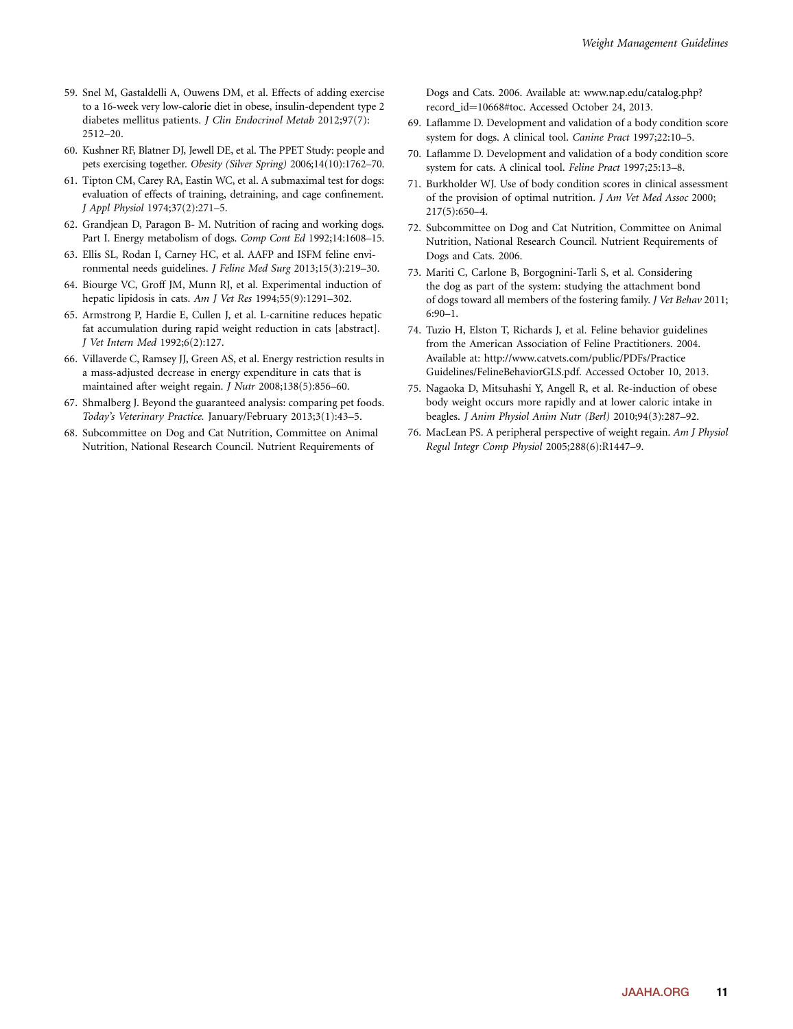59. Snel M, Gastaldelli A, Ouwens DM, et al. Effects of adding exercise to a 16-week very low-calorie diet in obese, insulin-dependent type 2 diabetes mellitus patients. *J Clin Endocrinol Metab* 2012;97(7):2512–20.
60. Kushner RF, Blatner DJ, Jewell DE, et al. The PPET Study: people and pets exercising together. *Obesity (Silver Spring)* 2006;14(10):1762–70.
61. Tipton CM, Carey RA, Eastin WC, et al. A submaximal test for dogs: evaluation of effects of training, detraining, and cage confinement. *J Appl Physiol* 1974;37(2):271–5.
62. Grandjean D, Paragon B- M. Nutrition of racing and working dogs. Part I. Energy metabolism of dogs. *Comp Cont Ed* 1992;14:1608–15.
63. Ellis SL, Rodan I, Carney HC, et al. AAFP and ISFM feline environmental needs guidelines. *J Feline Med Surg* 2013;15(3):219–30.
64. Biourge VC, Groff JM, Munn RJ, et al. Experimental induction of hepatic lipidosis in cats. *Am J Vet Res* 1994;55(9):1291–302.
65. Armstrong P, Hardie E, Cullen J, et al. L-carnitine reduces hepatic fat accumulation during rapid weight reduction in cats [abstract]. *J Vet Intern Med* 1992;6(2):127.
66. Villaverde C, Ramsey JJ, Green AS, et al. Energy restriction results in a mass-adjusted decrease in energy expenditure in cats that is maintained after weight regain. *J Nutr* 2008;138(5):856–60.
67. Shmalberg J. Beyond the guaranteed analysis: comparing pet foods. *Today's Veterinary Practice.* January/February 2013;3(1):43–5.
68. Subcommittee on Dog and Cat Nutrition, Committee on Animal Nutrition, National Research Council. Nutrient Requirements of Dogs and Cats. 2006. Available at: www.nap.edu/catalog.php?record_id=10668#toc. Accessed October 24, 2013.
69. Laflamme D. Development and validation of a body condition score system for dogs. A clinical tool. *Canine Pract* 1997;22:10–5.
70. Laflamme D. Development and validation of a body condition score system for cats. A clinical tool. *Feline Pract* 1997;25:13–8.
71. Burkholder WJ. Use of body condition scores in clinical assessment of the provision of optimal nutrition. *J Am Vet Med Assoc* 2000;217(5):650–4.
72. Subcommittee on Dog and Cat Nutrition, Committee on Animal Nutrition, National Research Council. Nutrient Requirements of Dogs and Cats. 2006.
73. Mariti C, Carlone B, Borgognini-Tarli S, et al. Considering the dog as part of the system: studying the attachment bond of dogs toward all members of the fostering family. *J Vet Behav* 2011;6:90–1.
74. Tuzio H, Elston T, Richards J, et al. Feline behavior guidelines from the American Association of Feline Practitioners. 2004. Available at: http://www.catvets.com/public/PDFs/PracticeGuidelines/FelineBehaviorGLS.pdf. Accessed October 10, 2013.
75. Nagaoka D, Mitsuhashi Y, Angell R, et al. Re-induction of obese body weight occurs more rapidly and at lower caloric intake in beagles. *J Anim Physiol Anim Nutr (Berl)* 2010;94(3):287–92.
76. MacLean PS. A peripheral perspective of weight regain. *Am J Physiol Regul Integr Comp Physiol* 2005;288(6):R1447–9.